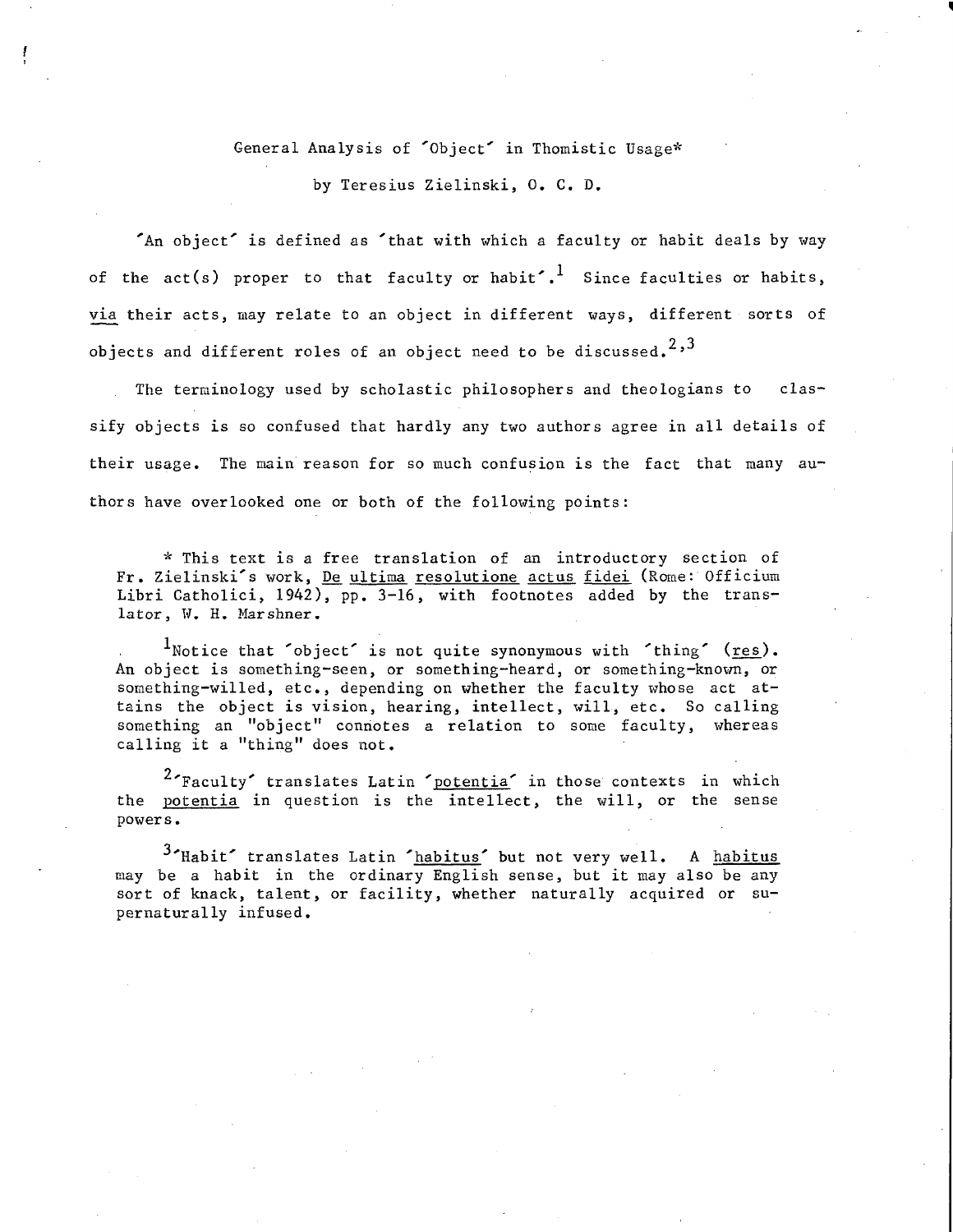# General Analysis of 'Object' in Thomistic Usage*

by Teresius Zielinski, O. C. D.

'An object' is defined as 'that with which a faculty or habit deals by way of the act(s) proper to that faculty or habit'.[1] Since faculties or habits, *via* their acts, may relate to an object in different ways, different sorts of objects and different roles of an object need to be discussed.[2,3]

The terminology used by scholastic philosophers and theologians to classify objects is so confused that hardly any two authors agree in all details of their usage. The main reason for so much confusion is the fact that many authors have overlooked one or both of the following points:

---

\* This text is a free translation of an introductory section of Fr. Zielinski's work, *De ultima resolutione actus fidei* (Rome: Officium Libri Catholici, 1942), pp. 3-16, with footnotes added by the translator, W. H. Marshner.

[1] Notice that 'object' is not quite synonymous with 'thing' (*res*). An object is something-seen, or something-heard, or something-known, or something-willed, etc., depending on whether the faculty whose act attains the object is vision, hearing, intellect, will, etc. So calling something an "object" connotes a relation to some faculty, whereas calling it a "thing" does not.

[2] 'Faculty' translates Latin '*potentia*' in those contexts in which the *potentia* in question is the intellect, the will, or the sense powers.

[3] 'Habit' translates Latin '*habitus*' but not very well. A *habitus* may be a habit in the ordinary English sense, but it may also be any sort of knack, talent, or facility, whether naturally acquired or supernaturally infused.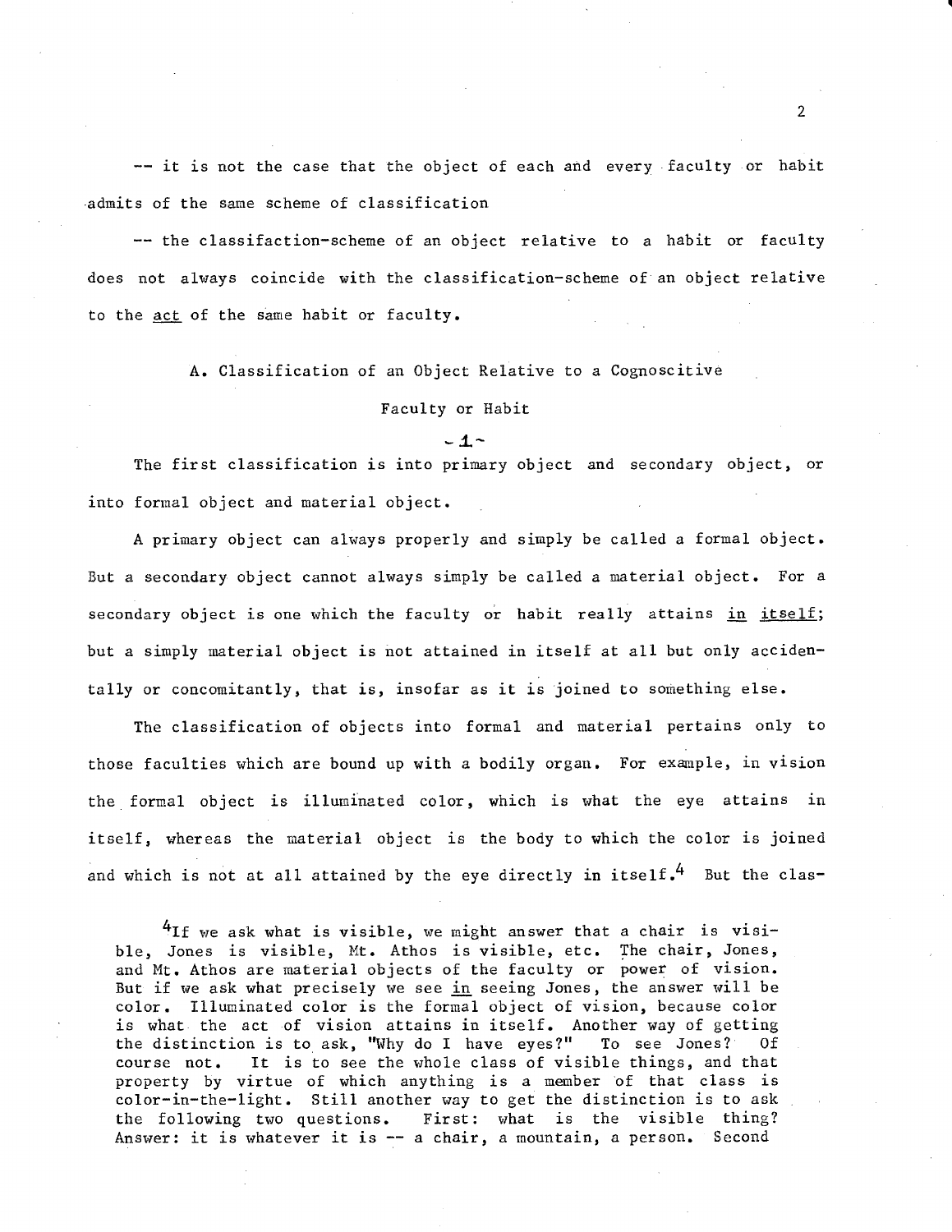-- it is not the case that the object of each and every faculty or habit admits of the same scheme of classification

-- the classifaction-scheme of an object relative to a habit or faculty does not always coincide with the classification-scheme of an object relative to the act of the same habit or faculty.

## A. Classification of an Object Relative to a Cognoscitive Faculty or Habit

-1-

The first classification is into primary object and secondary object, or into formal object and material object.

A primary object can always properly and simply be called a formal object. But a secondary object cannot always simply be called a material object. For a secondary object is one which the faculty or habit really attains *in itself*; but a simply material object is not attained in itself at all but only accidentally or concomitantly, that is, insofar as it is joined to something else.

The classification of objects into formal and material pertains only to those faculties which are bound up with a bodily organ. For example, in vision the formal object is illuminated color, which is what the eye attains in itself, whereas the material object is the body to which the color is joined and which is not at all attained by the eye directly in itself.[4] But the clas-

[4]If we ask what is visible, we might answer that a chair is visible, Jones is visible, Mt. Athos is visible, etc. The chair, Jones, and Mt. Athos are material objects of the faculty or power of vision. But if we ask what precisely we see *in* seeing Jones, the answer will be color. Illuminated color is the formal object of vision, because color is what the act of vision attains in itself. Another way of getting the distinction is to ask, "Why do I have eyes?" To see Jones? Of course not. It is to see the whole class of visible things, and that property by virtue of which anything is a member of that class is color-in-the-light. Still another way to get the distinction is to ask the following two questions. First: what is the visible thing? Answer: it is whatever it is -- a chair, a mountain, a person. Second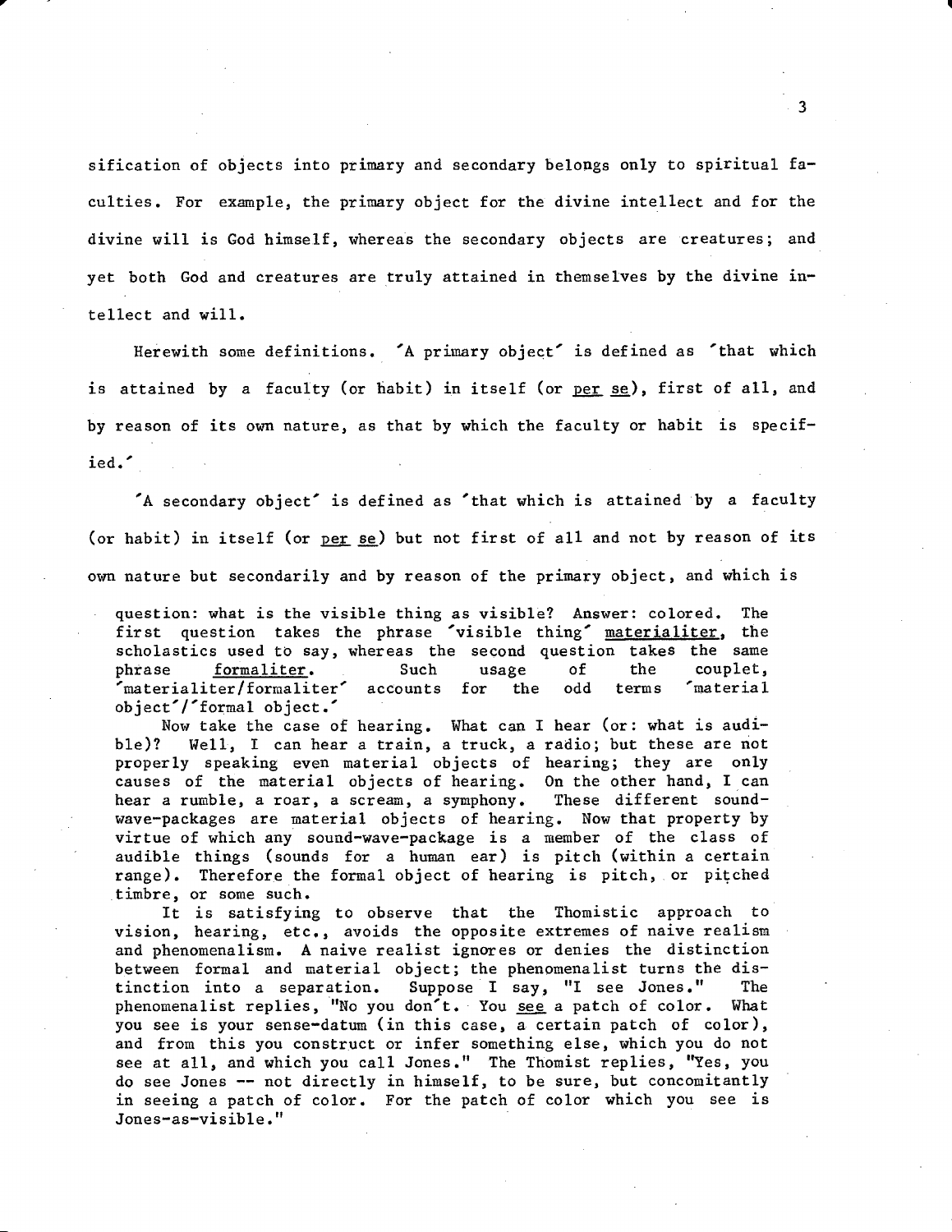sification of objects into primary and secondary belongs only to spiritual faculties. For example, the primary object for the divine intellect and for the divine will is God himself, whereas the secondary objects are creatures; and yet both God and creatures are truly attained in themselves by the divine intellect and will.

Herewith some definitions. 'A primary object' is defined as 'that which is attained by a faculty (or habit) in itself (or _per se_), first of all, and by reason of its own nature, as that by which the faculty or habit is specified.'

'A secondary object' is defined as 'that which is attained by a faculty (or habit) in itself (or _per se_) but not first of all and not by reason of its own nature but secondarily and by reason of the primary object, and which is

question: what is the visible thing as visible? Answer: colored. The first question takes the phrase 'visible thing' _materialiter_, the scholastics used to say, whereas the second question takes the same phrase _formaliter_. Such usage of the couplet, 'materialiter/formaliter' accounts for the odd terms 'material object'/'formal object.'

Now take the case of hearing. What can I hear (or: what is audible)? Well, I can hear a train, a truck, a radio; but these are not properly speaking even material objects of hearing; they are only causes of the material objects of hearing. On the other hand, I can hear a rumble, a roar, a scream, a symphony. These different sound-wave-packages are material objects of hearing. Now that property by virtue of which any sound-wave-package is a member of the class of audible things (sounds for a human ear) is pitch (within a certain range). Therefore the formal object of hearing is pitch, or pitched timbre, or some such.

It is satisfying to observe that the Thomistic approach to vision, hearing, etc., avoids the opposite extremes of naive realism and phenomenalism. A naive realist ignores or denies the distinction between formal and material object; the phenomenalist turns the distinction into a separation. Suppose I say, "I see Jones." The phenomenalist replies, "No you don't. You _see_ a patch of color. What you see is your sense-datum (in this case, a certain patch of color), and from this you construct or infer something else, which you do not see at all, and which you call Jones." The Thomist replies, "Yes, you do see Jones -- not directly in himself, to be sure, but concomitantly in seeing a patch of color. For the patch of color which you see is Jones-as-visible."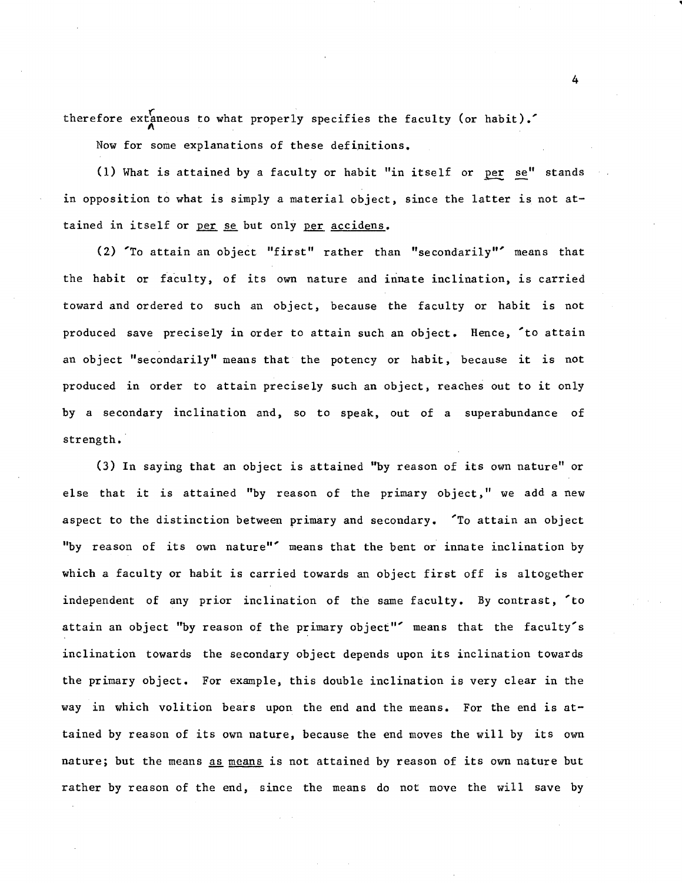therefore extraneous to what properly specifies the faculty (or habit).'

Now for some explanations of these definitions.

(1) What is attained by a faculty or habit "in itself or *per se*" stands in opposition to what is simply a material object, since the latter is not attained in itself or *per se* but only *per accidens*.

(2) 'To attain an object "first" rather than "secondarily"' means that the habit or faculty, of its own nature and innate inclination, is carried toward and ordered to such an object, because the faculty or habit is not produced save precisely in order to attain such an object. Hence, 'to attain an object "secondarily" means that the potency or habit, because it is not produced in order to attain precisely such an object, reaches out to it only by a secondary inclination and, so to speak, out of a superabundance of strength.

(3) In saying that an object is attained "by reason of its own nature" or else that it is attained "by reason of the primary object," we add a new aspect to the distinction between primary and secondary. 'To attain an object "by reason of its own nature"' means that the bent or innate inclination by which a faculty or habit is carried towards an object first off is altogether independent of any prior inclination of the same faculty. By contrast, 'to attain an object "by reason of the primary object"' means that the faculty's inclination towards the secondary object depends upon its inclination towards the primary object. For example, this double inclination is very clear in the way in which volition bears upon the end and the means. For the end is attained by reason of its own nature, because the end moves the will by its own nature; but the means *as means* is not attained by reason of its own nature but rather by reason of the end, since the means do not move the will save by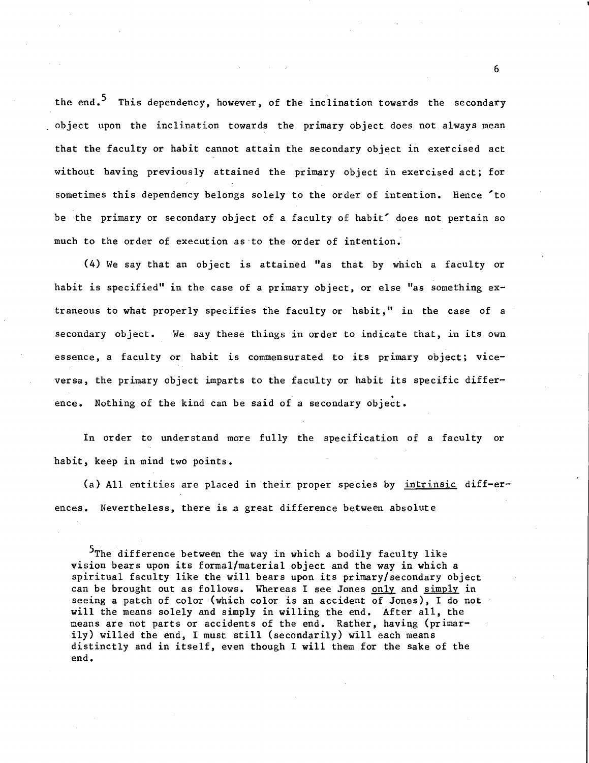the end.[5] This dependency, however, of the inclination towards the secondary object upon the inclination towards the primary object does not always mean that the faculty or habit cannot attain the secondary object in exercised act without having previously attained the primary object in exercised act; for sometimes this dependency belongs solely to the order of intention. Hence 'to be the primary or secondary object of a faculty of habit' does not pertain so much to the order of execution as to the order of intention.

(4) We say that an object is attained "as that by which a faculty or habit is specified" in the case of a primary object, or else "as something extraneous to what properly specifies the faculty or habit," in the case of a secondary object. We say these things in order to indicate that, in its own essence, a faculty or habit is commensurated to its primary object; vice-versa, the primary object imparts to the faculty or habit its specific difference. Nothing of the kind can be said of a secondary object.

In order to understand more fully the specification of a faculty or habit, keep in mind two points.

(a) All entities are placed in their proper species by <u>intrinsic</u> differences. Nevertheless, there is a great difference between absolute

[5] The difference between the way in which a bodily faculty like vision bears upon its formal/material object and the way in which a spiritual faculty like the will bears upon its primary/secondary object can be brought out as follows. Whereas I see Jones <u>only</u> and <u>simply</u> in seeing a patch of color (which color is an accident of Jones), I do not will the means solely and simply in willing the end. After all, the means are not parts or accidents of the end. Rather, having (primarily) willed the end, I must still (secondarily) will each means distinctly and in itself, even though I will them for the sake of the end.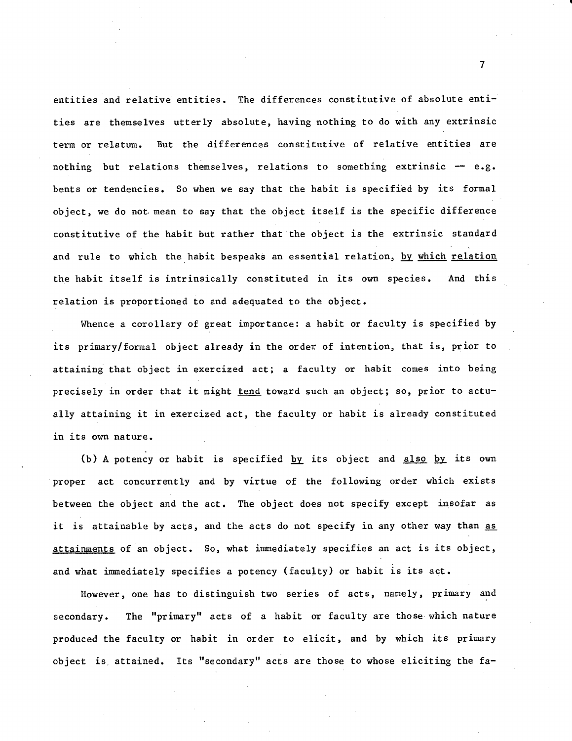entities and relative entities. The differences constitutive of absolute entities are themselves utterly absolute, having nothing to do with any extrinsic term or relatum. But the differences constitutive of relative entities are nothing but relations themselves, relations to something extrinsic — e.g. bents or tendencies. So when we say that the habit is specified by its formal object, we do not mean to say that the object itself is the specific difference constitutive of the habit but rather that the object is the extrinsic standard and rule to which the habit bespeaks an essential relation, <u>by which relation</u> the habit itself is intrinsically constituted in its own species. And this relation is proportioned to and adequated to the object.

Whence a corollary of great importance: a habit or faculty is specified by its primary/formal object already in the order of intention, that is, prior to attaining that object in exercized act; a faculty or habit comes into being precisely in order that it might <u>tend</u> toward such an object; so, prior to actually attaining it in exercized act, the faculty or habit is already constituted in its own nature.

(b) A potency or habit is specified <u>by</u> its object and <u>also by</u> its own proper act concurrently and by virtue of the following order which exists between the object and the act. The object does not specify except insofar as it is attainable by acts, and the acts do not specify in any other way than <u>as attainments</u> of an object. So, what immediately specifies an act is its object, and what immediately specifies a potency (faculty) or habit is its act.

However, one has to distinguish two series of acts, namely, primary and secondary. The "primary" acts of a habit or faculty are those which nature produced the faculty or habit in order to elicit, and by which its primary object is attained. Its "secondary" acts are those to whose eliciting the fa-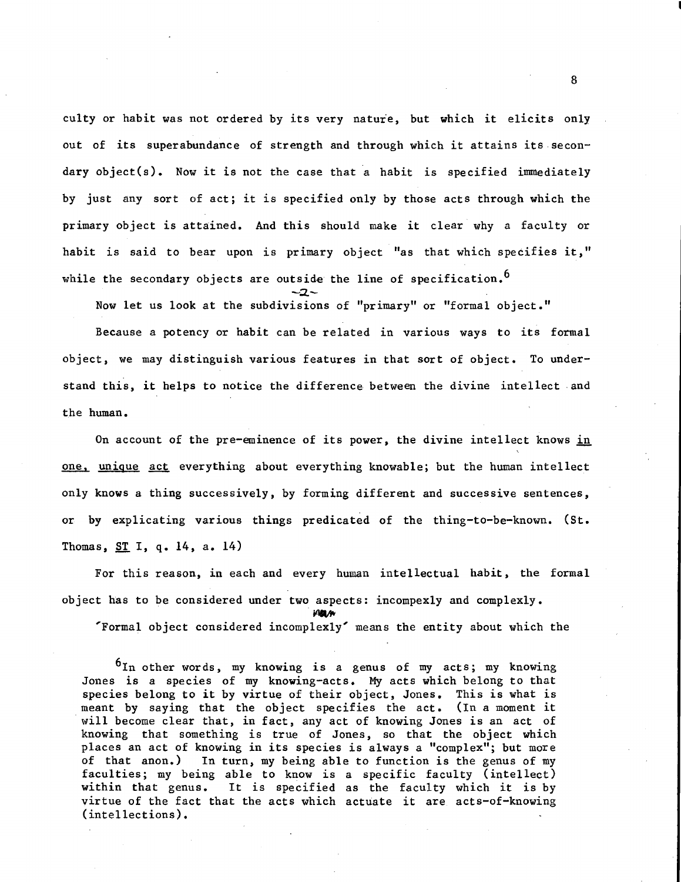culty or habit was not ordered by its very nature, but which it elicits only out of its superabundance of strength and through which it attains its secondary object(s). Now it is not the case that a habit is specified immediately by just any sort of act; it is specified only by those acts through which the primary object is attained. And this should make it clear why a faculty or habit is said to bear upon is primary object "as that which specifies it," while the secondary objects are outside the line of specification.[6]

-2-

Now let us look at the subdivisions of "primary" or "formal object."

Because a potency or habit can be related in various ways to its formal object, we may distinguish various features in that sort of object. To understand this, it helps to notice the difference between the divine intellect and the human.

On account of the pre-eminence of its power, the divine intellect knows _in one, unique act_ everything about everything knowable; but the human intellect only knows a thing successively, by forming different and successive sentences, or by explicating various things predicated of the thing-to-be-known. (St. Thomas, _ST_ I, q. 14, a. 14)

For this reason, in each and every human intellectual habit, the formal object has to be considered under two aspects: incompexly and complexly.

'Formal object considered incomplexly' means the entity about which the

[6]In other words, my knowing is a genus of my acts; my knowing Jones is a species of my knowing-acts. My acts which belong to that species belong to it by virtue of their object, Jones. This is what is meant by saying that the object specifies the act. (In a moment it will become clear that, in fact, any act of knowing Jones is an act of knowing that something is true of Jones, so that the object which places an act of knowing in its species is always a "complex"; but more of that anon.) In turn, my being able to function is the genus of my faculties; my being able to know is a specific faculty (intellect) within that genus. It is specified as the faculty which it is by virtue of the fact that the acts which actuate it are acts-of-knowing (intellections).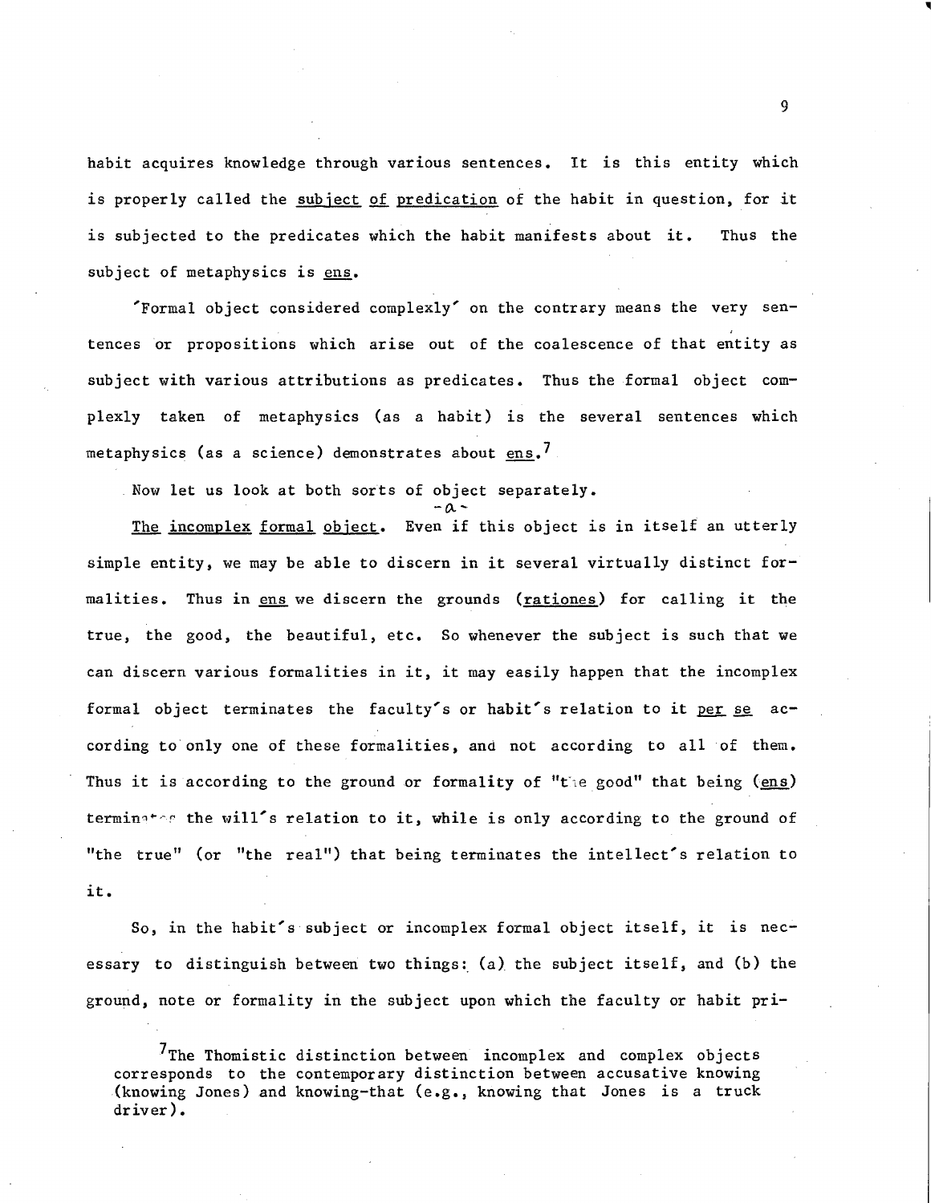habit acquires knowledge through various sentences. It is this entity which is properly called the _subject of predication_ of the habit in question, for it is subjected to the predicates which the habit manifests about it. Thus the subject of metaphysics is _ens_.

'Formal object considered complexly' on the contrary means the very sentences or propositions which arise out of the coalescence of that entity as subject with various attributions as predicates. Thus the formal object complexly taken of metaphysics (as a habit) is the several sentences which metaphysics (as a science) demonstrates about _ens_.[7]

Now let us look at both sorts of object separately.

-a-

_The incomplex formal object_. Even if this object is in itself an utterly simple entity, we may be able to discern in it several virtually distinct formalities. Thus in _ens_ we discern the grounds (_rationes_) for calling it the true, the good, the beautiful, etc. So whenever the subject is such that we can discern various formalities in it, it may easily happen that the incomplex formal object terminates the faculty's or habit's relation to it _per se_ according to only one of these formalities, and not according to all of them. Thus it is according to the ground or formality of "the good" that being (_ens_) terminates the will's relation to it, while is only according to the ground of "the true" (or "the real") that being terminates the intellect's relation to it.

So, in the habit's subject or incomplex formal object itself, it is necessary to distinguish between two things: (a) the subject itself, and (b) the ground, note or formality in the subject upon which the faculty or habit pri-

[7] The Thomistic distinction between incomplex and complex objects corresponds to the contemporary distinction between accusative knowing (knowing Jones) and knowing-that (e.g., knowing that Jones is a truck driver).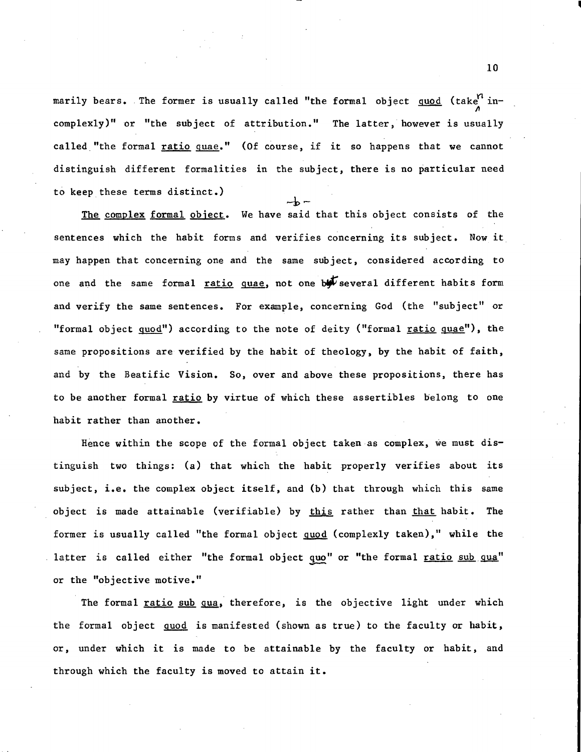marily bears. The former is usually called "the formal object *quod* (taken incomplexly)" or "the subject of attribution." The latter, however is usually called "the formal *ratio quae*." (Of course, if it so happens that we cannot distinguish different formalities in the subject, there is no particular need to keep these terms distinct.)

-b-

*The complex formal object*. We have said that this object consists of the sentences which the habit forms and verifies concerning its subject. Now it may happen that concerning one and the same subject, considered according to one and the same formal *ratio quae*, not one but several different habits form and verify the same sentences. For example, concerning God (the "subject" or "formal object *quod*") according to the note of deity ("formal *ratio quae*"), the same propositions are verified by the habit of theology, by the habit of faith, and by the Beatific Vision. So, over and above these propositions, there has to be another formal *ratio* by virtue of which these assertibles belong to one habit rather than another.

Hence within the scope of the formal object taken as complex, we must distinguish two things: (a) that which the habit properly verifies about its subject, i.e. the complex object itself, and (b) that through which this same object is made attainable (verifiable) by *this* rather than *that* habit. The former is usually called "the formal object *quod* (complexly taken)," while the latter is called either "the formal object *quo*" or "the formal *ratio sub qua*" or the "objective motive."

The formal *ratio sub qua*, therefore, is the objective light under which the formal object *quod* is manifested (shown as true) to the faculty or habit, or, under which it is made to be attainable by the faculty or habit, and through which the faculty is moved to attain it.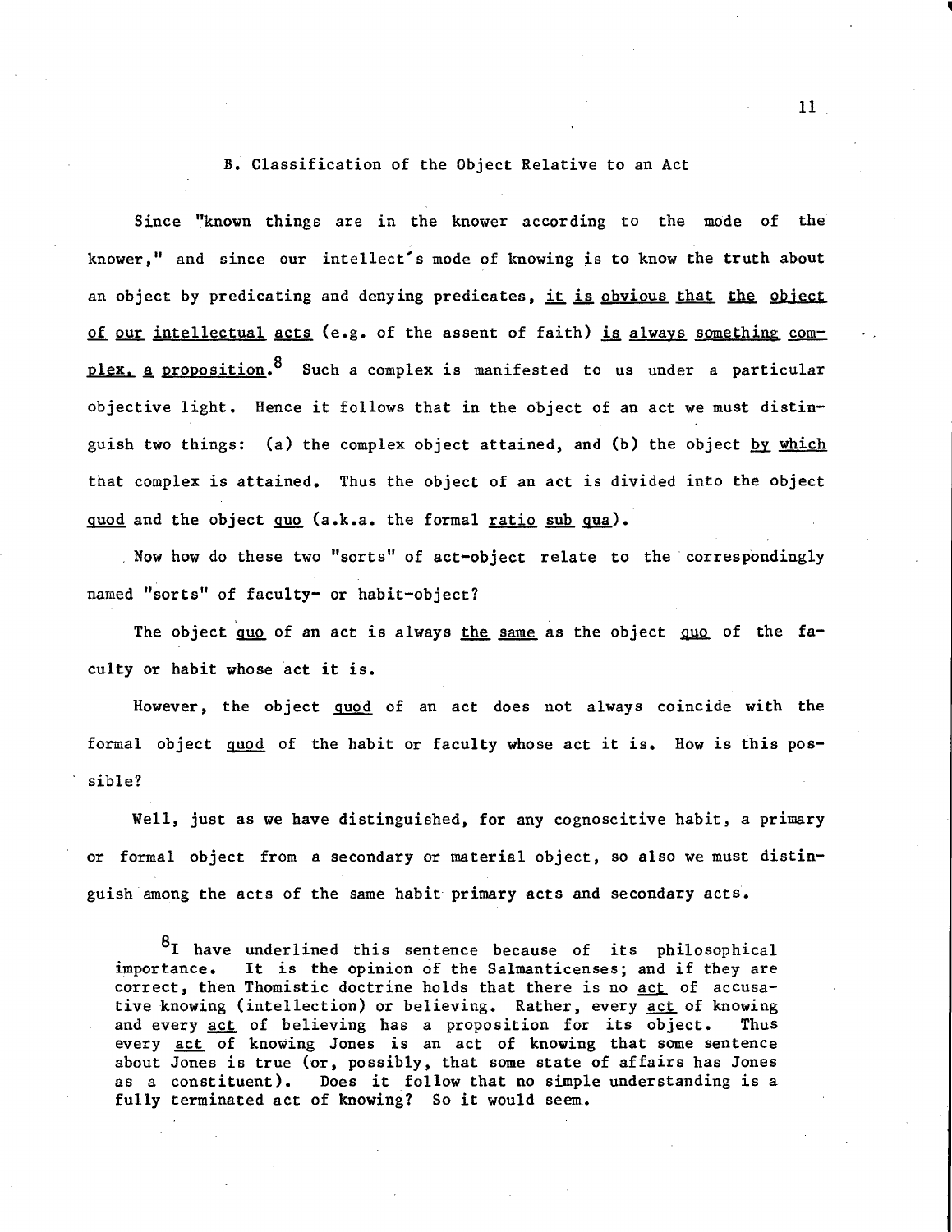## B. Classification of the Object Relative to an Act

Since "known things are in the knower according to the mode of the knower," and since our intellect's mode of knowing is to know the truth about an object by predicating and denying predicates, it is obvious that the object of our intellectual acts (e.g. of the assent of faith) is always something complex, a proposition.[8] Such a complex is manifested to us under a particular objective light. Hence it follows that in the object of an act we must distinguish two things: (a) the complex object attained, and (b) the object by which that complex is attained. Thus the object of an act is divided into the object *quod* and the object *quo* (a.k.a. the formal *ratio sub qua*).

Now how do these two "sorts" of act-object relate to the correspondingly named "sorts" of faculty- or habit-object?

The object *quo* of an act is always the same as the object *quo* of the faculty or habit whose act it is.

However, the object *quod* of an act does not always coincide with the formal object *quod* of the habit or faculty whose act it is. How is this possible?

Well, just as we have distinguished, for any cognoscitive habit, a primary or formal object from a secondary or material object, so also we must distinguish among the acts of the same habit primary acts and secondary acts.

[8] I have underlined this sentence because of its philosophical importance. It is the opinion of the Salmanticenses; and if they are correct, then Thomistic doctrine holds that there is no act of accusative knowing (intellection) or believing. Rather, every act of knowing and every act of believing has a proposition for its object. Thus every act of knowing Jones is an act of knowing that some sentence about Jones is true (or, possibly, that some state of affairs has Jones as a constituent). Does it follow that no simple understanding is a fully terminated act of knowing? So it would seem.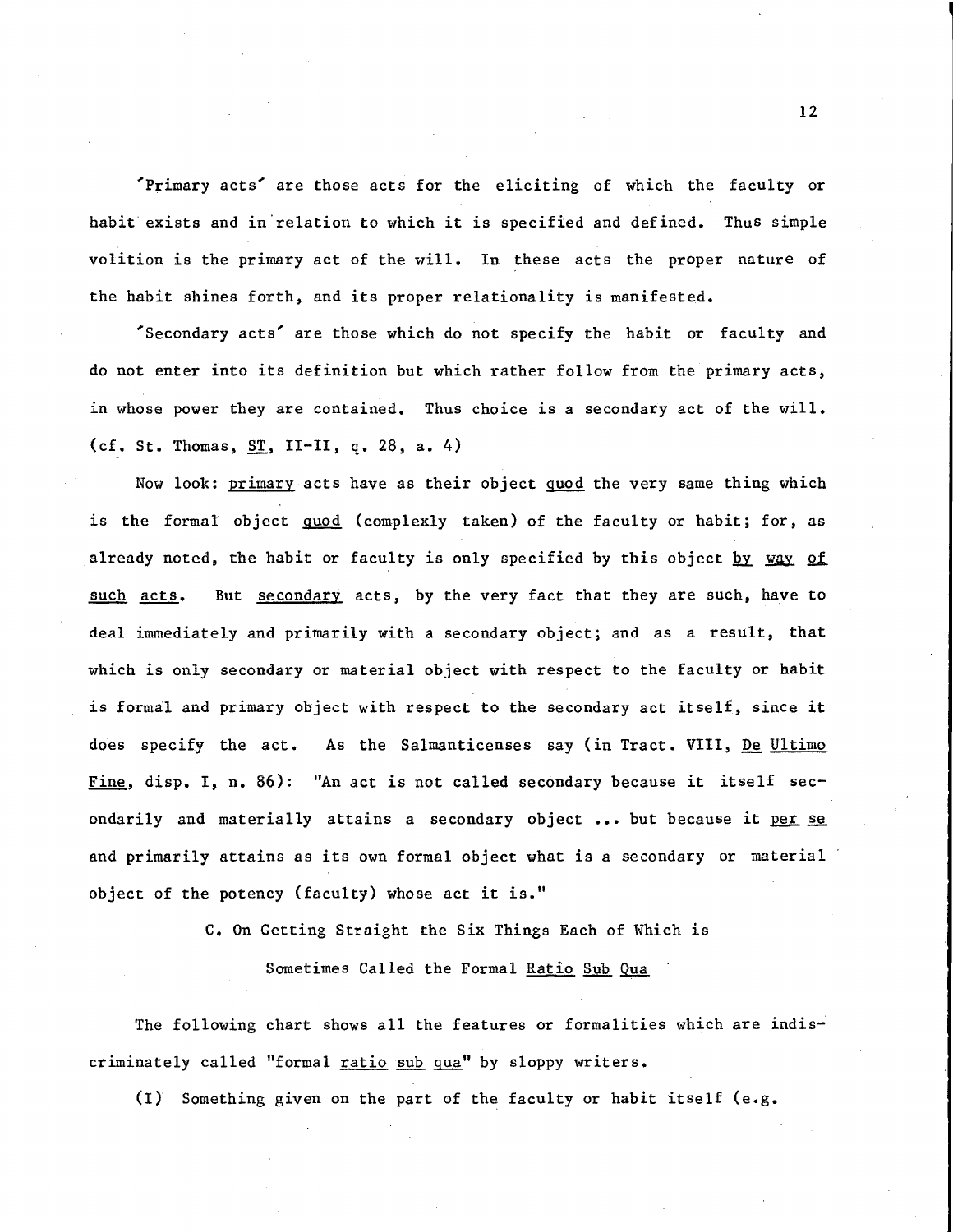'Primary acts' are those acts for the eliciting of which the faculty or habit exists and in relation to which it is specified and defined. Thus simple volition is the primary act of the will. In these acts the proper nature of the habit shines forth, and its proper relationality is manifested.

'Secondary acts' are those which do not specify the habit or faculty and do not enter into its definition but which rather follow from the primary acts, in whose power they are contained. Thus choice is a secondary act of the will. (cf. St. Thomas, *ST*, II-II, q. 28, a. 4)

Now look: *primary* acts have as their object *quod* the very same thing which is the formal object *quod* (complexly taken) of the faculty or habit; for, as already noted, the habit or faculty is only specified by this object *by way of such acts*. But *secondary* acts, by the very fact that they are such, have to deal immediately and primarily with a secondary object; and as a result, that which is only secondary or material object with respect to the faculty or habit is formal and primary object with respect to the secondary act itself, since it does specify the act. As the Salmanticenses say (in Tract. VIII, *De Ultimo Fine*, disp. I, n. 86): "An act is not called secondary because it itself secondarily and materially attains a secondary object ... but because it *per se* and primarily attains as its own formal object what is a secondary or material object of the potency (faculty) whose act it is."

### C. On Getting Straight the Six Things Each of Which is Sometimes Called the Formal *Ratio Sub Qua*

The following chart shows all the features or formalities which are indiscriminately called "formal *ratio sub qua*" by sloppy writers.

(I) Something given on the part of the faculty or habit itself (e.g.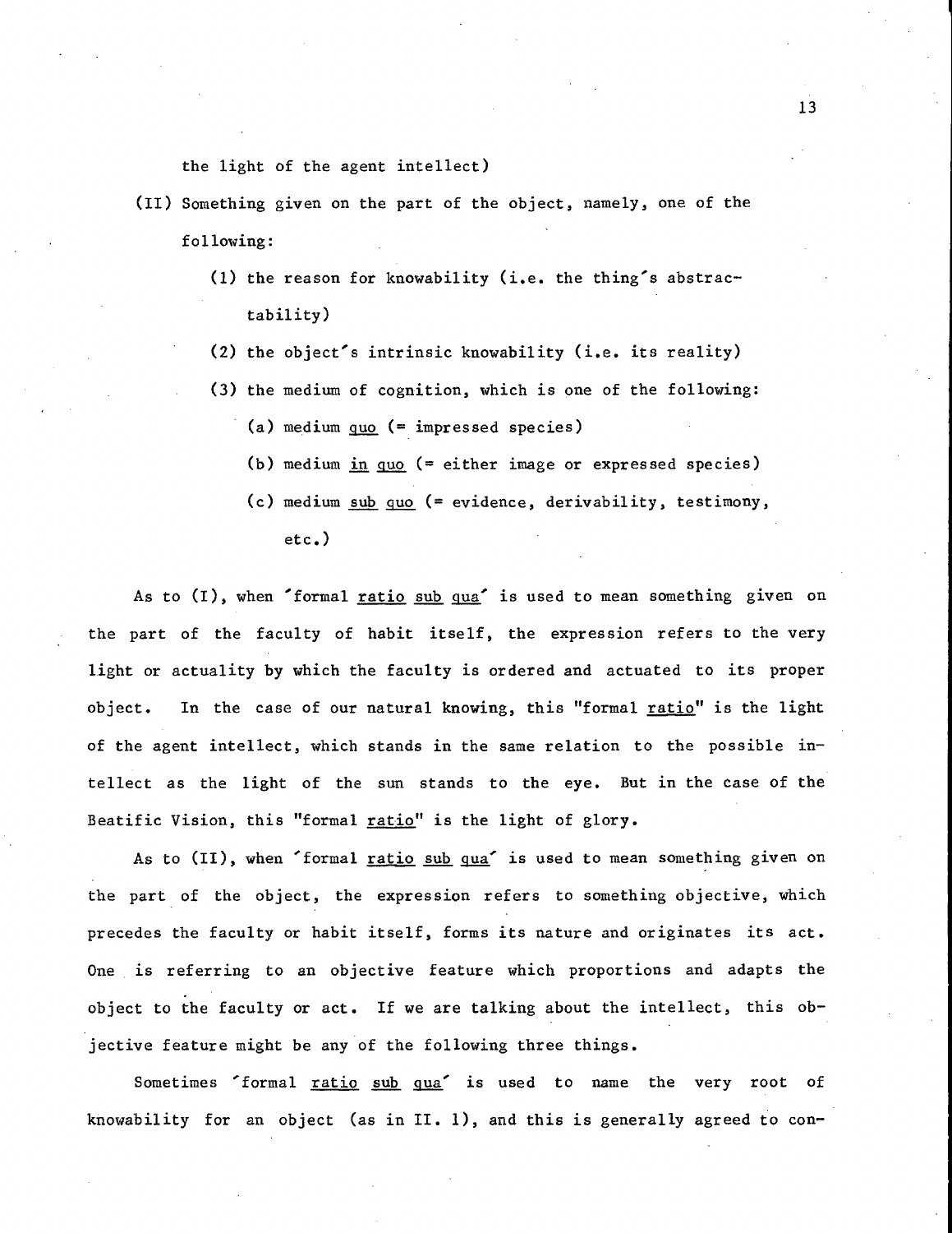the light of the agent intellect)

(II) Something given on the part of the object, namely, one of the following:

   (1) the reason for knowability (i.e. the thing's abstractability)

   (2) the object's intrinsic knowability (i.e. its reality)

   (3) the medium of cognition, which is one of the following:

      (a) medium _quo_ (= impressed species)

      (b) medium _in quo_ (= either image or expressed species)

      (c) medium _sub quo_ (= evidence, derivability, testimony, etc.)

As to (I), when 'formal _ratio sub qua_' is used to mean something given on the part of the faculty of habit itself, the expression refers to the very light or actuality by which the faculty is ordered and actuated to its proper object. In the case of our natural knowing, this "formal _ratio_" is the light of the agent intellect, which stands in the same relation to the possible intellect as the light of the sun stands to the eye. But in the case of the Beatific Vision, this "formal _ratio_" is the light of glory.

As to (II), when 'formal _ratio sub qua_' is used to mean something given on the part of the object, the expression refers to something objective, which precedes the faculty or habit itself, forms its nature and originates its act. One is referring to an objective feature which proportions and adapts the object to the faculty or act. If we are talking about the intellect, this objective feature might be any of the following three things.

Sometimes 'formal _ratio sub qua_' is used to name the very root of knowability for an object (as in II. 1), and this is generally agreed to con-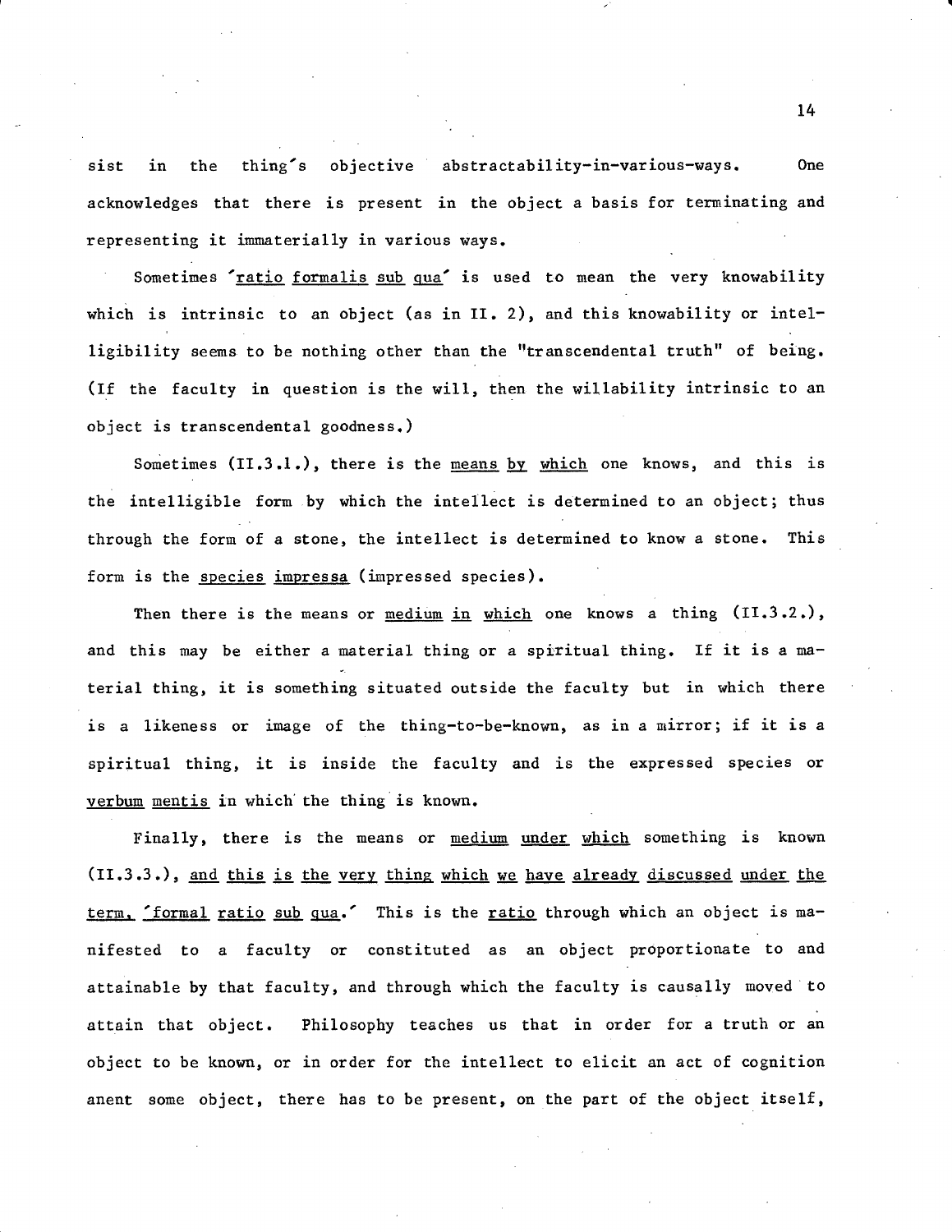sist in the thing's objective abstractability-in-various-ways. One acknowledges that there is present in the object a basis for terminating and representing it immaterially in various ways.

Sometimes '<u>ratio formalis sub qua</u>' is used to mean the very knowability which is intrinsic to an object (as in II. 2), and this knowability or intelligibility seems to be nothing other than the "transcendental truth" of being. (If the faculty in question is the will, then the willability intrinsic to an object is transcendental goodness.)

Sometimes (II.3.1.), there is the <u>means by which</u> one knows, and this is the intelligible form by which the intellect is determined to an object; thus through the form of a stone, the intellect is determined to know a stone. This form is the <u>species impressa</u> (impressed species).

Then there is the means or <u>medium in which</u> one knows a thing (II.3.2.), and this may be either a material thing or a spiritual thing. If it is a material thing, it is something situated outside the faculty but in which there is a likeness or image of the thing-to-be-known, as in a mirror; if it is a spiritual thing, it is inside the faculty and is the expressed species or <u>verbum mentis</u> in which the thing is known.

Finally, there is the means or <u>medium under which</u> something is known (II.3.3.), <u>and this is the very thing which we have already discussed under the term, 'formal ratio sub qua.'</u> This is the <u>ratio</u> through which an object is manifested to a faculty or constituted as an object proportionate to and attainable by that faculty, and through which the faculty is causally moved to attain that object. Philosophy teaches us that in order for a truth or an object to be known, or in order for the intellect to elicit an act of cognition anent some object, there has to be present, on the part of the object itself,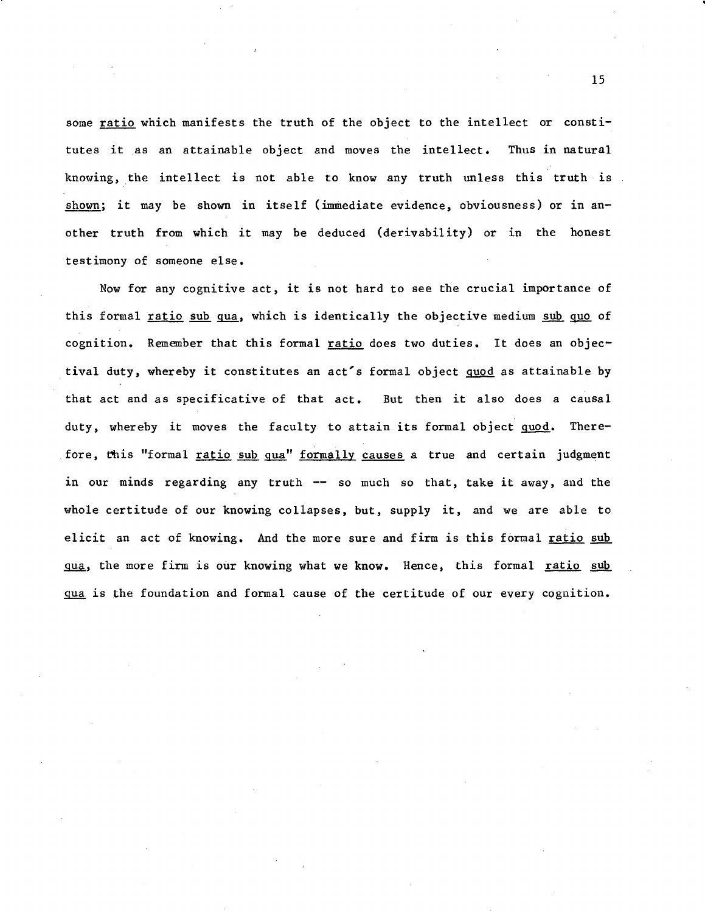some *ratio* which manifests the truth of the object to the intellect or constitutes it as an attainable object and moves the intellect. Thus in natural knowing, the intellect is not able to know any truth unless this truth is *shown*; it may be shown in itself (immediate evidence, obviousness) or in another truth from which it may be deduced (derivability) or in the honest testimony of someone else.

Now for any cognitive act, it is not hard to see the crucial importance of this formal *ratio sub qua*, which is identically the objective medium *sub quo* of cognition. Remember that this formal *ratio* does two duties. It does an objectival duty, whereby it constitutes an act's formal object *quod* as attainable by that act and as specificative of that act. But then it also does a causal duty, whereby it moves the faculty to attain its formal object *quod*. Therefore, this "formal *ratio sub qua*" *formally causes* a true and certain judgment in our minds regarding any truth -- so much so that, take it away, and the whole certitude of our knowing collapses, but, supply it, and we are able to elicit an act of knowing. And the more sure and firm is this formal *ratio sub qua*, the more firm is our knowing what we know. Hence, this formal *ratio sub qua* is the foundation and formal cause of the certitude of our every cognition.